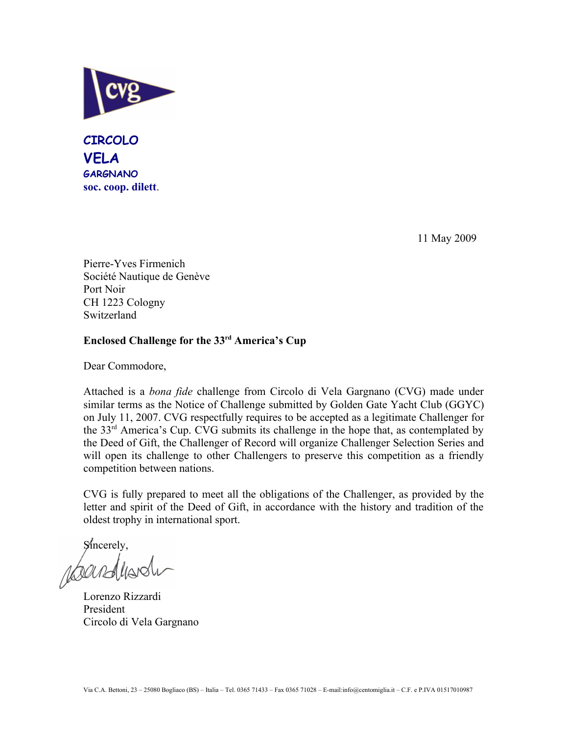**CIRCOLO**
**VELA**
**GARGNANO**
**soc. coop. dilett.**

11 May 2009

Pierre-Yves Firmenich
Société Nautique de Genève
Port Noir
CH 1223 Cologny
Switzerland

**Enclosed Challenge for the 33rd America's Cup**

Dear Commodore,

Attached is a *bona fide* challenge from Circolo di Vela Gargnano (CVG) made under similar terms as the Notice of Challenge submitted by Golden Gate Yacht Club (GGYC) on July 11, 2007. CVG respectfully requires to be accepted as a legitimate Challenger for the 33rd America's Cup. CVG submits its challenge in the hope that, as contemplated by the Deed of Gift, the Challenger of Record will organize Challenger Selection Series and will open its challenge to other Challengers to preserve this competition as a friendly competition between nations.

CVG is fully prepared to meet all the obligations of the Challenger, as provided by the letter and spirit of the Deed of Gift, in accordance with the history and tradition of the oldest trophy in international sport.

Sincerely,

Lorenzo Rizzardi
President
Circolo di Vela Gargnano

Via C.A. Bettoni, 23 – 25080 Bogliaco (BS) – Italia – Tel. 0365 71433 – Fax 0365 71028 – E-mail:info@centomiglia.it – C.F. e P.IVA 01517010987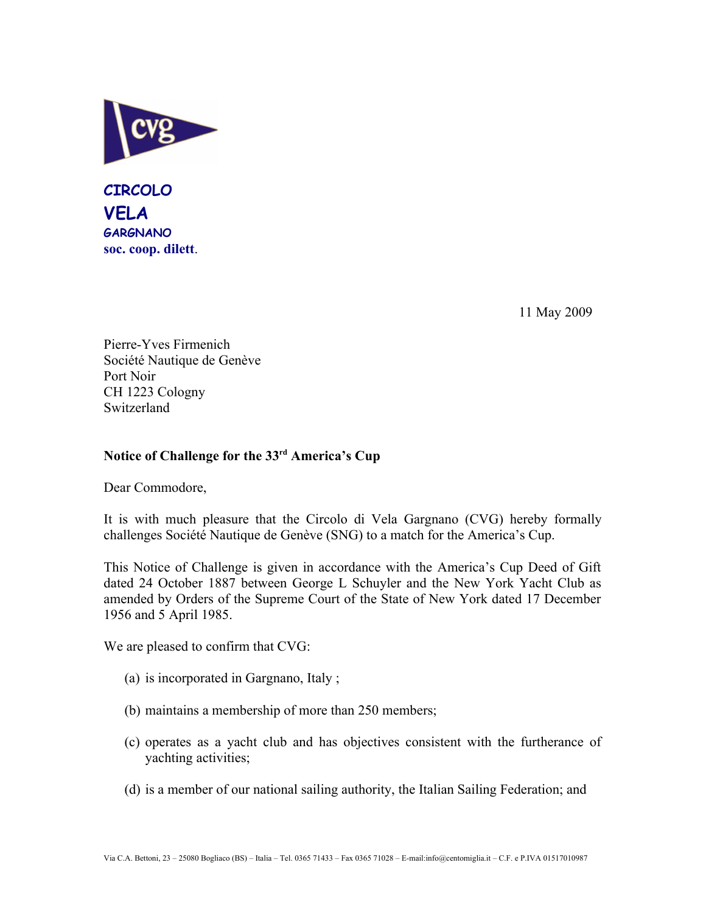**CIRCOLO**
**VELA**
**GARGNANO**
**soc. coop. dilett**.

11 May 2009

Pierre-Yves Firmenich
Société Nautique de Genève
Port Noir
CH 1223 Cologny
Switzerland

**Notice of Challenge for the 33rd America's Cup**

Dear Commodore,

It is with much pleasure that the Circolo di Vela Gargnano (CVG) hereby formally challenges Société Nautique de Genève (SNG) to a match for the America's Cup.

This Notice of Challenge is given in accordance with the America's Cup Deed of Gift dated 24 October 1887 between George L Schuyler and the New York Yacht Club as amended by Orders of the Supreme Court of the State of New York dated 17 December 1956 and 5 April 1985.

We are pleased to confirm that CVG:

(a) is incorporated in Gargnano, Italy ;

(b) maintains a membership of more than 250 members;

(c) operates as a yacht club and has objectives consistent with the furtherance of yachting activities;

(d) is a member of our national sailing authority, the Italian Sailing Federation; and

Via C.A. Bettoni, 23 – 25080 Bogliaco (BS) – Italia – Tel. 0365 71433 – Fax 0365 71028 – E-mail:info@centomiglia.it – C.F. e P.IVA 01517010987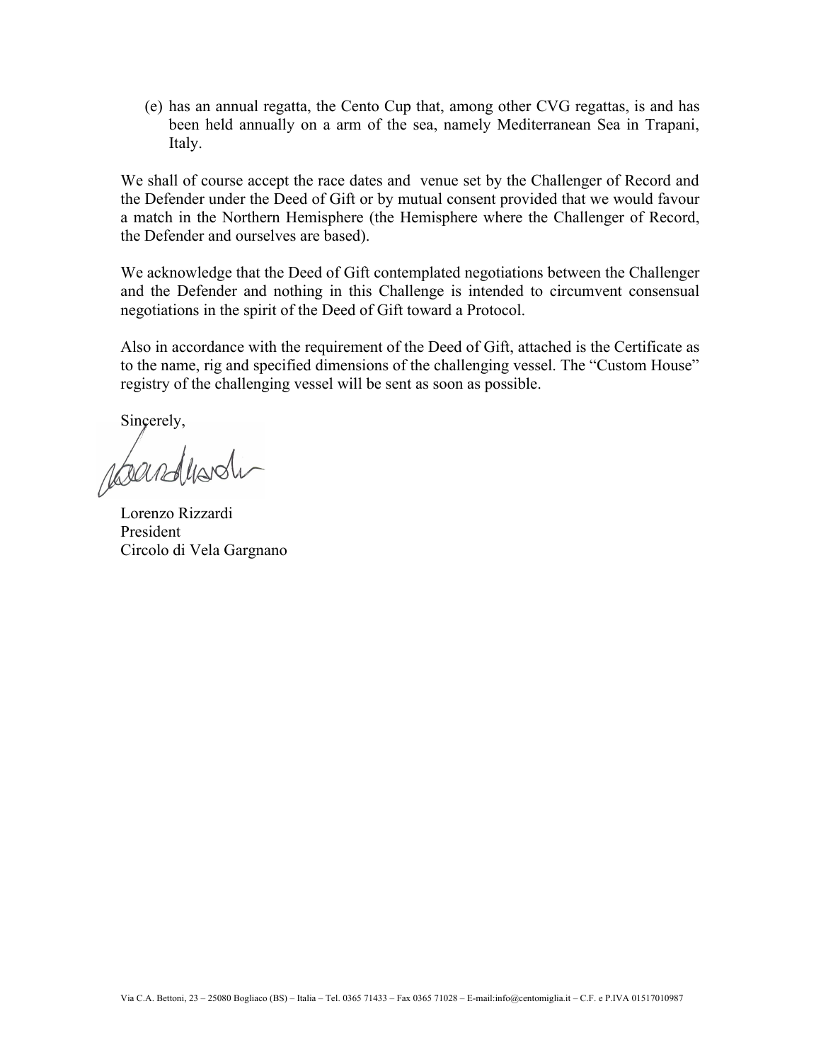(e) has an annual regatta, the Cento Cup that, among other CVG regattas, is and has been held annually on a arm of the sea, namely Mediterranean Sea in Trapani, Italy.

We shall of course accept the race dates and venue set by the Challenger of Record and the Defender under the Deed of Gift or by mutual consent provided that we would favour a match in the Northern Hemisphere (the Hemisphere where the Challenger of Record, the Defender and ourselves are based).

We acknowledge that the Deed of Gift contemplated negotiations between the Challenger and the Defender and nothing in this Challenge is intended to circumvent consensual negotiations in the spirit of the Deed of Gift toward a Protocol.

Also in accordance with the requirement of the Deed of Gift, attached is the Certificate as to the name, rig and specified dimensions of the challenging vessel. The "Custom House" registry of the challenging vessel will be sent as soon as possible.

Sincerely,

Lorenzo Rizzardi
President
Circolo di Vela Gargnano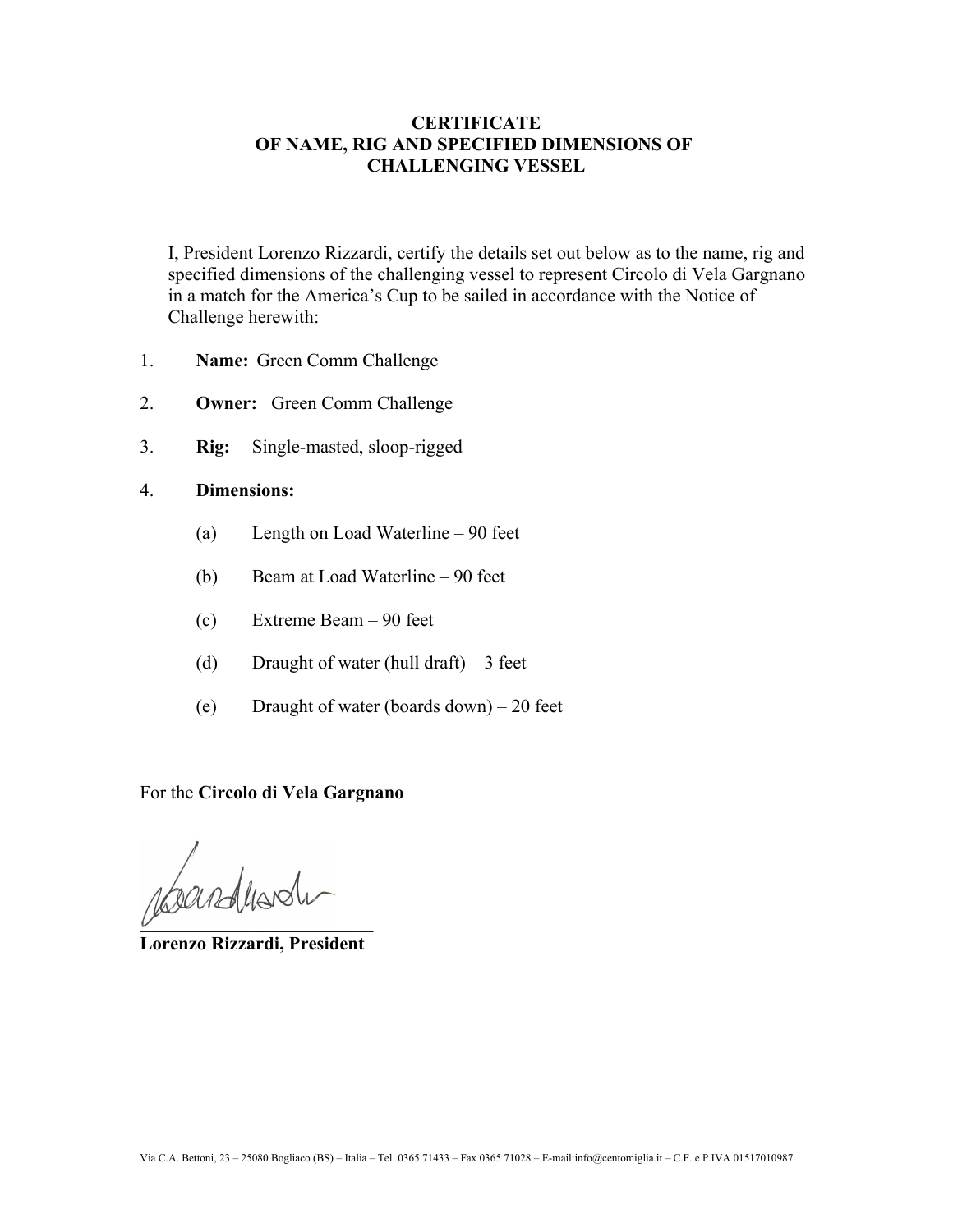**CERTIFICATE**
**OF NAME, RIG AND SPECIFIED DIMENSIONS OF**
**CHALLENGING VESSEL**

I, President Lorenzo Rizzardi, certify the details set out below as to the name, rig and specified dimensions of the challenging vessel to represent Circolo di Vela Gargnano in a match for the America's Cup to be sailed in accordance with the Notice of Challenge herewith:

1. **Name:** Green Comm Challenge
2. **Owner:** Green Comm Challenge
3. **Rig:** Single-masted, sloop-rigged
4. **Dimensions:**
   - (a) Length on Load Waterline – 90 feet
   - (b) Beam at Load Waterline – 90 feet
   - (c) Extreme Beam – 90 feet
   - (d) Draught of water (hull draft) – 3 feet
   - (e) Draught of water (boards down) – 20 feet

For the **Circolo di Vela Gargnano**

**Lorenzo Rizzardi, President**

Via C.A. Bettoni, 23 – 25080 Bogliaco (BS) – Italia – Tel. 0365 71433 – Fax 0365 71028 – E-mail:info@centomiglia.it – C.F. e P.IVA 01517010987